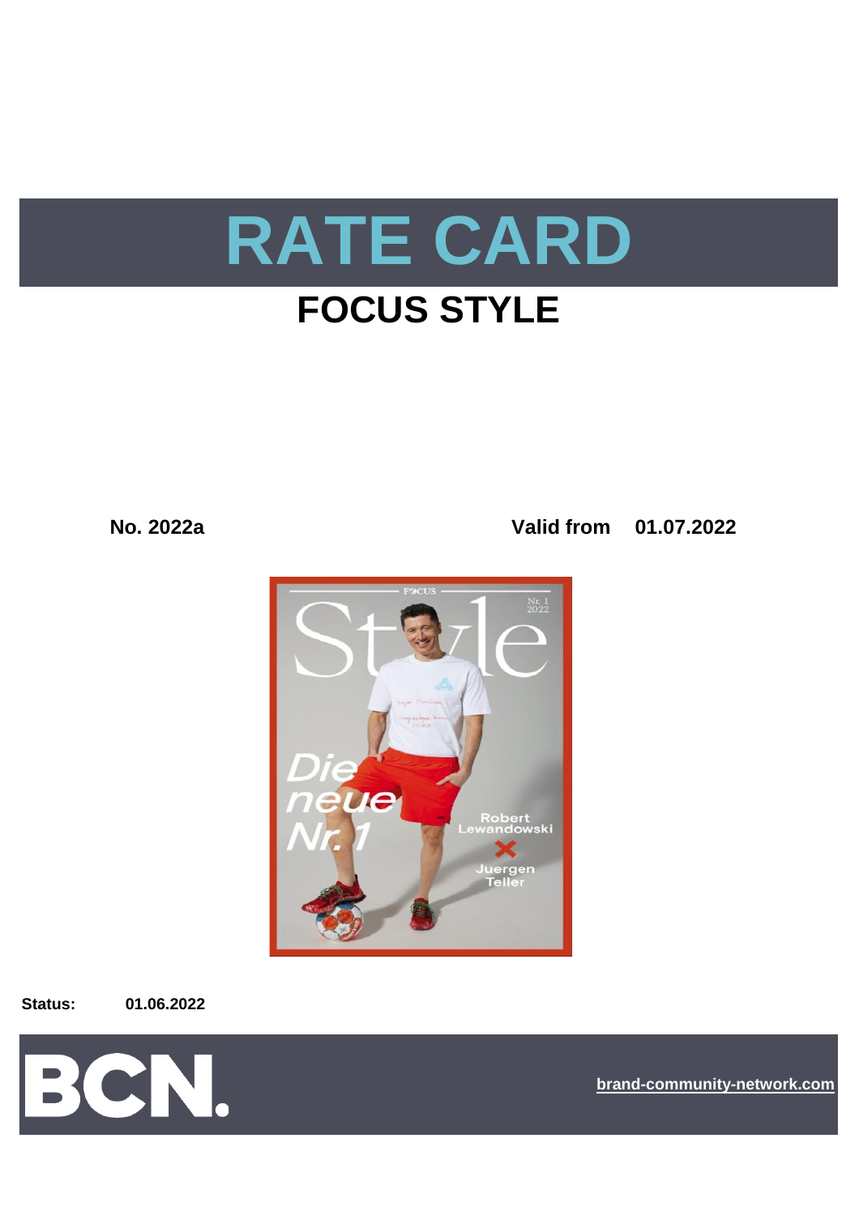# RATE CARD

## FOCUS STYLE

**No. 2022a** **Valid from 01.07.2022**

**Status:** **01.06.2022**

BCN.

brand-community-network.com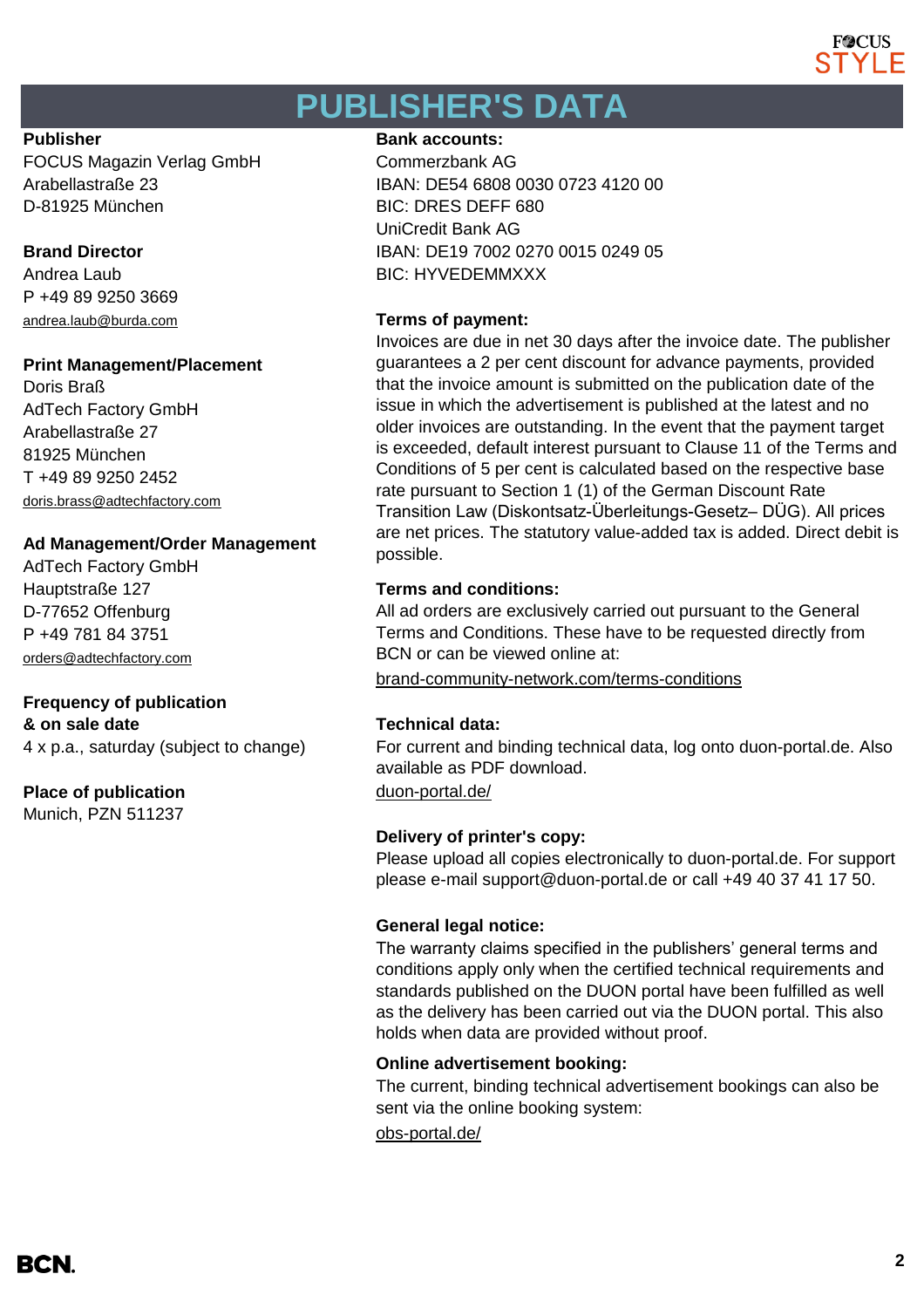# PUBLISHER'S DATA

**Publisher**
FOCUS Magazin Verlag GmbH
Arabellastraße 23
D-81925 München

**Brand Director**
Andrea Laub
P +49 89 9250 3669
andrea.laub@burda.com

**Print Management/Placement**
Doris Braß
AdTech Factory GmbH
Arabellastraße 27
81925 München
T +49 89 9250 2452
doris.brass@adtechfactory.com

**Ad Management/Order Management**
AdTech Factory GmbH
Hauptstraße 127
D-77652 Offenburg
P +49 781 84 3751
orders@adtechfactory.com

**Frequency of publication & on sale date**
4 x p.a., saturday (subject to change)

**Place of publication**
Munich, PZN 511237

**Bank accounts:**
Commerzbank AG
IBAN: DE54 6808 0030 0723 4120 00
BIC: DRES DEFF 680
UniCredit Bank AG
IBAN: DE19 7002 0270 0015 0249 05
BIC: HYVEDEMMXXX

**Terms of payment:**
Invoices are due in net 30 days after the invoice date. The publisher guarantees a 2 per cent discount for advance payments, provided that the invoice amount is submitted on the publication date of the issue in which the advertisement is published at the latest and no older invoices are outstanding. In the event that the payment target is exceeded, default interest pursuant to Clause 11 of the Terms and Conditions of 5 per cent is calculated based on the respective base rate pursuant to Section 1 (1) of the German Discount Rate Transition Law (Diskontsatz-Überleitungs-Gesetz– DÜG). All prices are net prices. The statutory value-added tax is added. Direct debit is possible.

**Terms and conditions:**
All ad orders are exclusively carried out pursuant to the General Terms and Conditions. These have to be requested directly from BCN or can be viewed online at:
brand-community-network.com/terms-conditions

**Technical data:**
For current and binding technical data, log onto duon-portal.de. Also available as PDF download.
duon-portal.de/

**Delivery of printer's copy:**
Please upload all copies electronically to duon-portal.de. For support please e-mail support@duon-portal.de or call +49 40 37 41 17 50.

**General legal notice:**
The warranty claims specified in the publishers' general terms and conditions apply only when the certified technical requirements and standards published on the DUON portal have been fulfilled as well as the delivery has been carried out via the DUON portal. This also holds when data are provided without proof.

**Online advertisement booking:**
The current, binding technical advertisement bookings can also be sent via the online booking system:
obs-portal.de/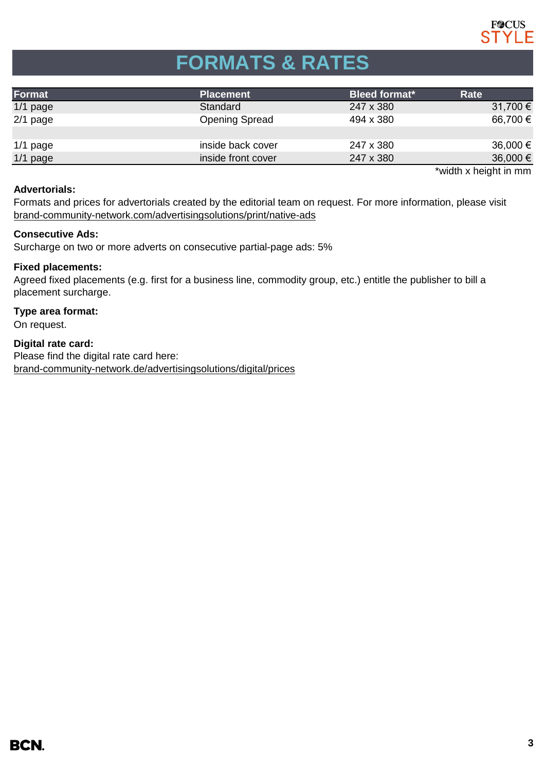# FORMATS & RATES

| Format | Placement | Bleed format* | Rate |
|---|---|---|---|
| 1/1 page | Standard | 247 x 380 | 31,700 € |
| 2/1 page | Opening Spread | 494 x 380 | 66,700 € |
| | | | |
| 1/1 page | inside back cover | 247 x 380 | 36,000 € |
| 1/1 page | inside front cover | 247 x 380 | 36,000 € |

*width x height in mm

**Advertorials:**
Formats and prices for advertorials created by the editorial team on request. For more information, please visit brand-community-network.com/advertisingsolutions/print/native-ads

**Consecutive Ads:**
Surcharge on two or more adverts on consecutive partial-page ads: 5%

**Fixed placements:**
Agreed fixed placements (e.g. first for a business line, commodity group, etc.) entitle the publisher to bill a placement surcharge.

**Type area format:**
On request.

**Digital rate card:**
Please find the digital rate card here:
brand-community-network.de/advertisingsolutions/digital/prices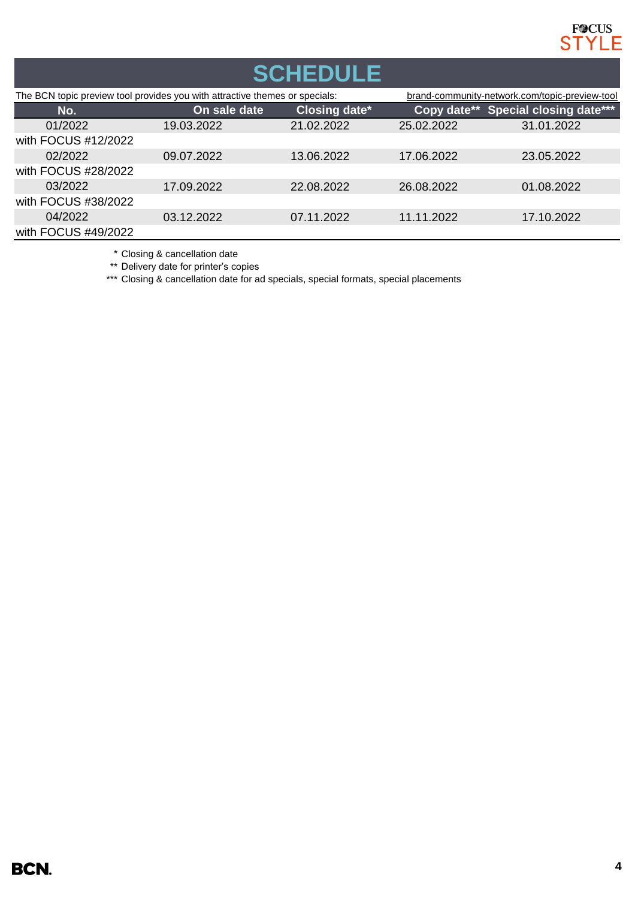# SCHEDULE

The BCN topic preview tool provides you with attractive themes or specials: brand-community-network.com/topic-preview-tool

| No. | On sale date | Closing date* | Copy date** | Special closing date*** |
|---|---|---|---|---|
| 01/2022 with FOCUS #12/2022 | 19.03.2022 | 21.02.2022 | 25.02.2022 | 31.01.2022 |
| 02/2022 with FOCUS #28/2022 | 09.07.2022 | 13.06.2022 | 17.06.2022 | 23.05.2022 |
| 03/2022 with FOCUS #38/2022 | 17.09.2022 | 22.08.2022 | 26.08.2022 | 01.08.2022 |
| 04/2022 with FOCUS #49/2022 | 03.12.2022 | 07.11.2022 | 11.11.2022 | 17.10.2022 |

\* Closing & cancellation date

** Delivery date for printer's copies

*** Closing & cancellation date for ad specials, special formats, special placements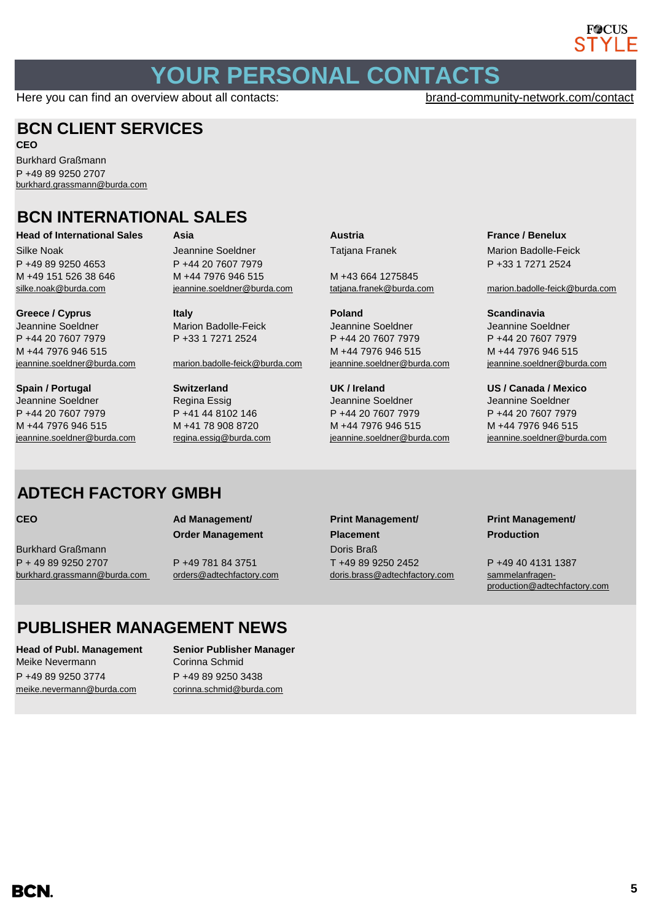# YOUR PERSONAL CONTACTS

Here you can find an overview about all contacts: brand-community-network.com/contact

## BCN CLIENT SERVICES

**CEO**
Burkhard Graßmann
P +49 89 9250 2707
burkhard.grassmann@burda.com

## BCN INTERNATIONAL SALES

**Head of International Sales**
Silke Noak
P +49 89 9250 4653
M +49 151 526 38 646
silke.noak@burda.com

**Asia**
Jeannine Soeldner
P +44 20 7607 7979
M +44 7976 946 515
jeannine.soeldner@burda.com

**Austria**
Tatjana Franek
M +43 664 1275845
tatjana.franek@burda.com

**France / Benelux**
Marion Badolle-Feick
P +33 1 7271 2524
marion.badolle-feick@burda.com

**Greece / Cyprus**
Jeannine Soeldner
P +44 20 7607 7979
M +44 7976 946 515
jeannine.soeldner@burda.com

**Italy**
Marion Badolle-Feick
P +33 1 7271 2524
marion.badolle-feick@burda.com

**Poland**
Jeannine Soeldner
P +44 20 7607 7979
M +44 7976 946 515
jeannine.soeldner@burda.com

**Scandinavia**
Jeannine Soeldner
P +44 20 7607 7979
M +44 7976 946 515
jeannine.soeldner@burda.com

**Spain / Portugal**
Jeannine Soeldner
P +44 20 7607 7979
M +44 7976 946 515
jeannine.soeldner@burda.com

**Switzerland**
Regina Essig
P +41 44 8102 146
M +41 78 908 8720
regina.essig@burda.com

**UK / Ireland**
Jeannine Soeldner
P +44 20 7607 7979
M +44 7976 946 515
jeannine.soeldner@burda.com

**US / Canada / Mexico**
Jeannine Soeldner
P +44 20 7607 7979
M +44 7976 946 515
jeannine.soeldner@burda.com

## ADTECH FACTORY GMBH

**CEO**
Burkhard Graßmann
P + 49 89 9250 2707
burkhard.grassmann@burda.com

**Ad Management/ Order Management**
P +49 781 84 3751
orders@adtechfactory.com

**Print Management/ Placement**
Doris Braß
T +49 89 9250 2452
doris.brass@adtechfactory.com

**Print Management/ Production**
P +49 40 4131 1387
sammelanfragen-production@adtechfactory.com

## PUBLISHER MANAGEMENT NEWS

**Head of Publ. Management**
Meike Nevermann
P +49 89 9250 3774
meike.nevermann@burda.com

**Senior Publisher Manager**
Corinna Schmid
P +49 89 9250 3438
corinna.schmid@burda.com